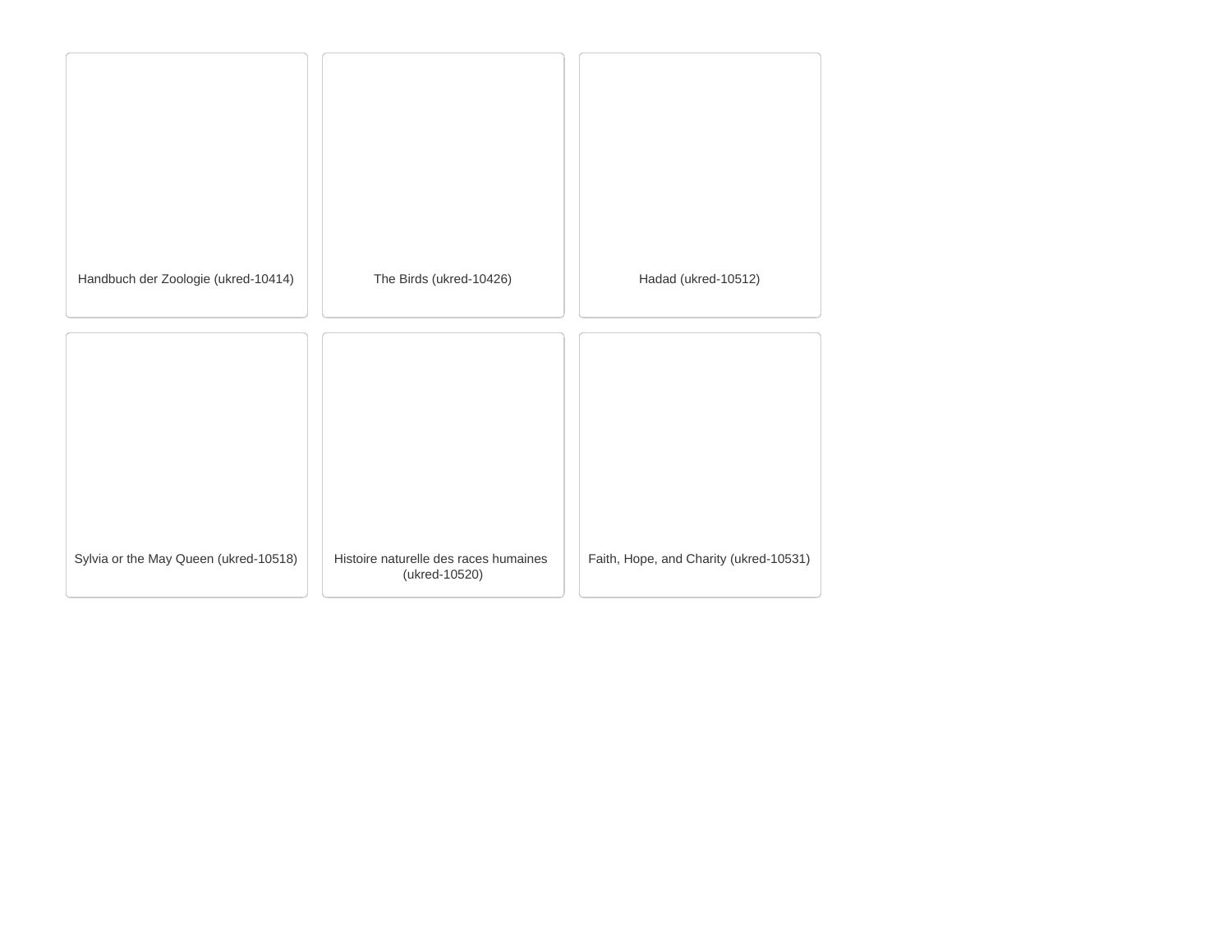Handbuch der Zoologie (ukred-10414)

The Birds (ukred-10426)

Hadad (ukred-10512)

Sylvia or the May Queen (ukred-10518)

Histoire naturelle des races humaines (ukred-10520)

Faith, Hope, and Charity (ukred-10531)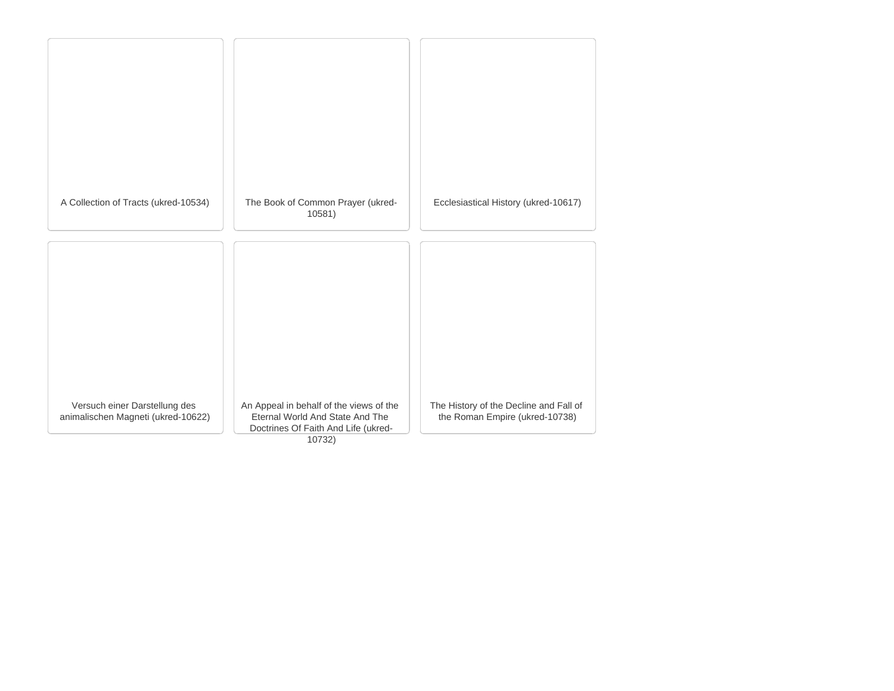A Collection of Tracts (ukred-10534)

The Book of Common Prayer (ukred-10581)

Ecclesiastical History (ukred-10617)

Versuch einer Darstellung des animalischen Magneti (ukred-10622)

An Appeal in behalf of the views of the Eternal World And State And The Doctrines Of Faith And Life (ukred-10732)

The History of the Decline and Fall of the Roman Empire (ukred-10738)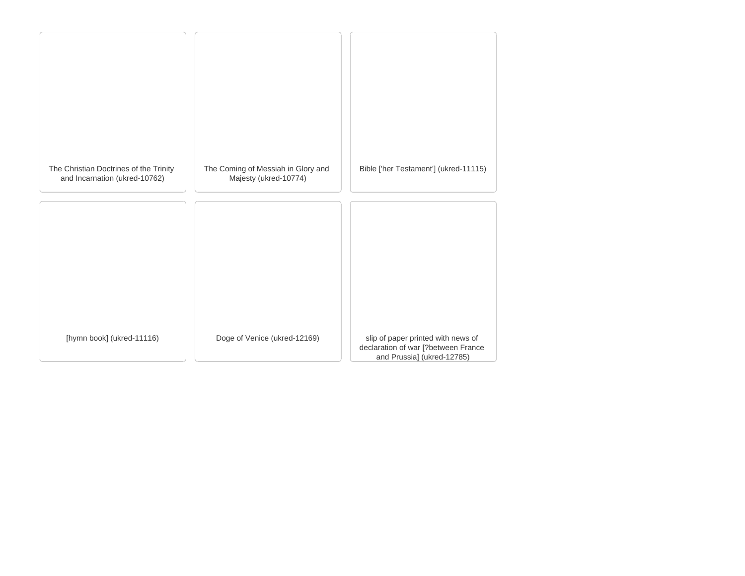The Christian Doctrines of the Trinity and Incarnation (ukred-10762)

The Coming of Messiah in Glory and Majesty (ukred-10774)

Bible ['her Testament'] (ukred-11115)

[hymn book] (ukred-11116)

Doge of Venice (ukred-12169)

slip of paper printed with news of declaration of war [?between France and Prussia] (ukred-12785)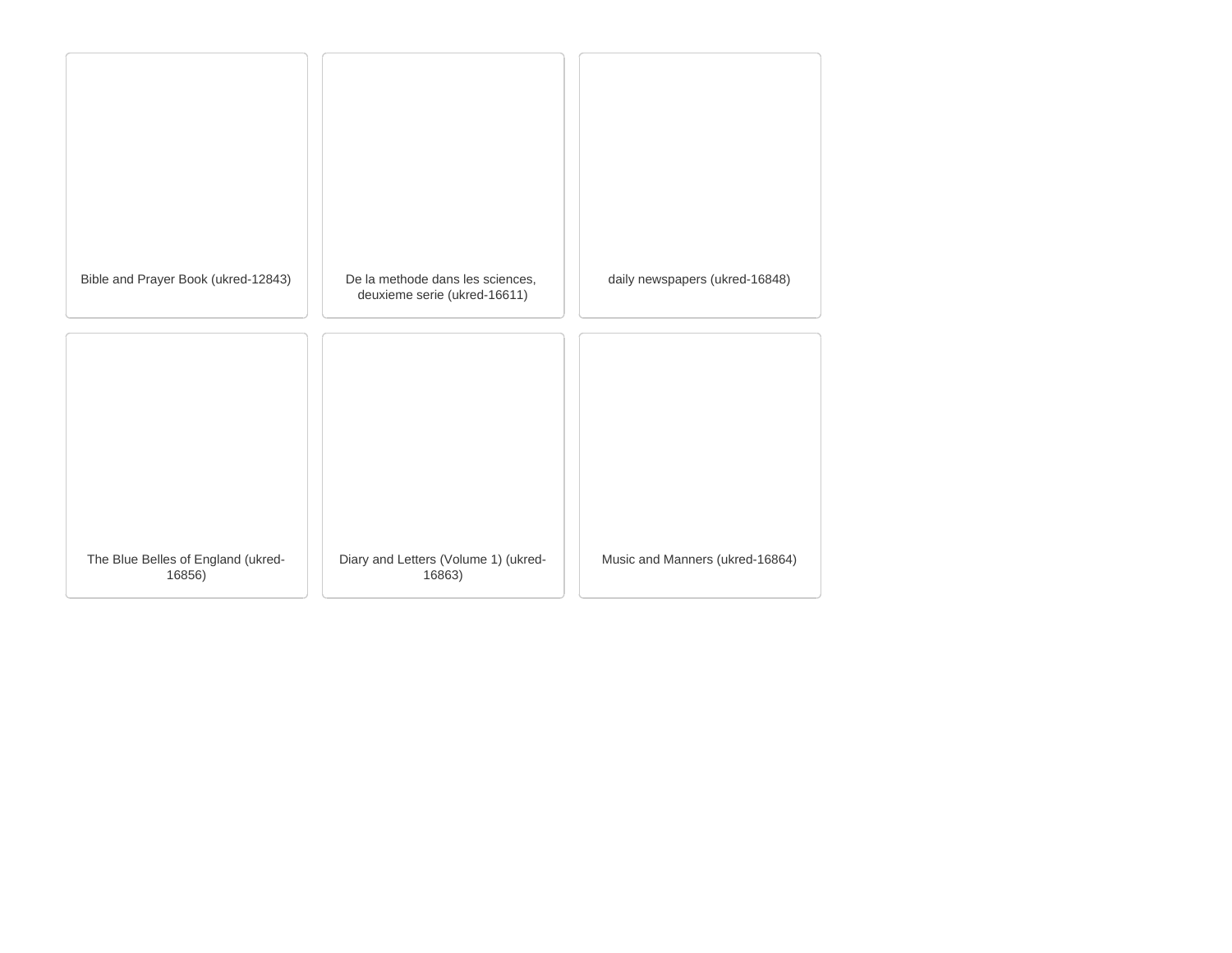Bible and Prayer Book (ukred-12843)

De la methode dans les sciences, deuxieme serie (ukred-16611)

daily newspapers (ukred-16848)

The Blue Belles of England (ukred-16856)

Diary and Letters (Volume 1) (ukred-16863)

Music and Manners (ukred-16864)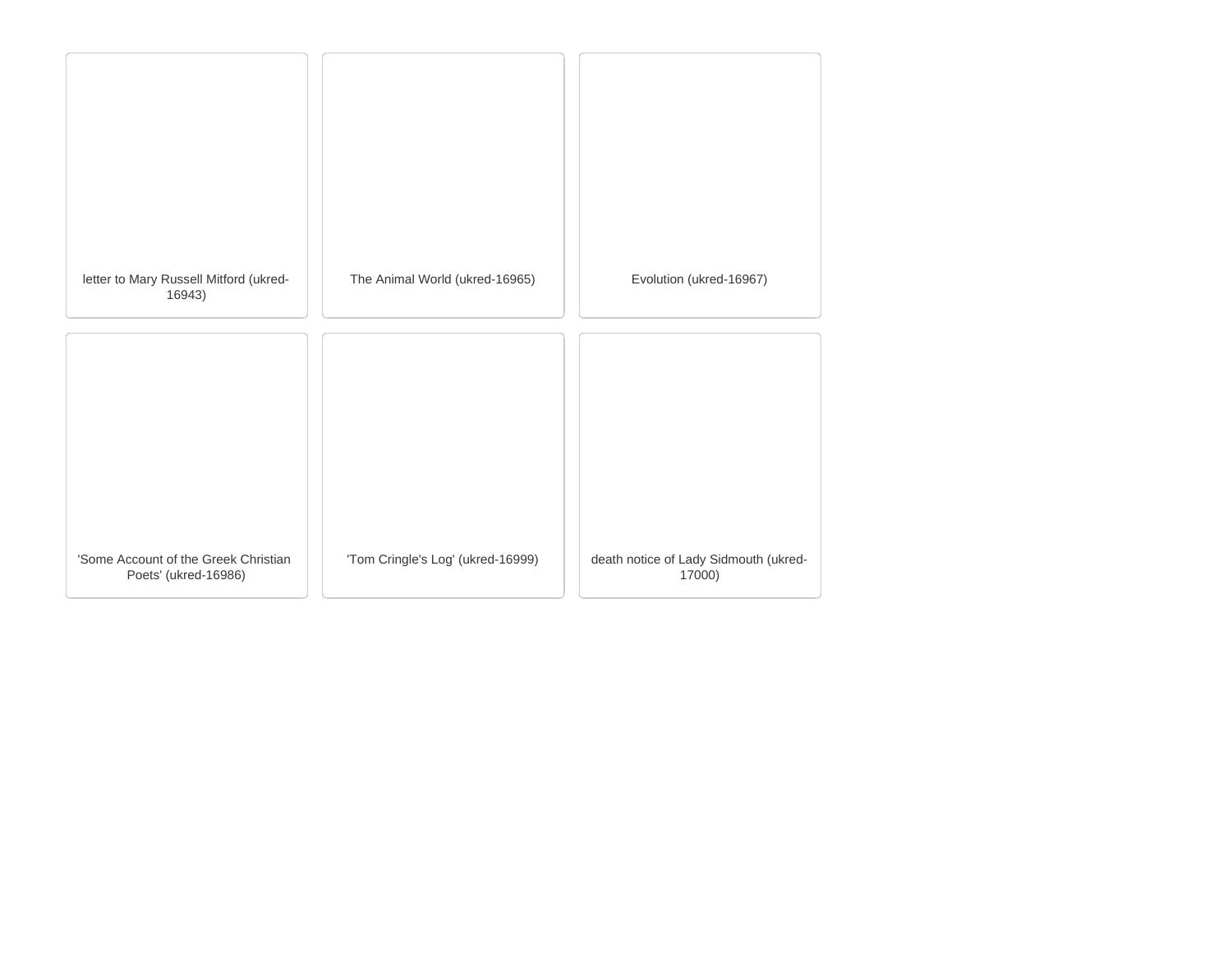letter to Mary Russell Mitford (ukred-16943)

The Animal World (ukred-16965)

Evolution (ukred-16967)

'Some Account of the Greek Christian Poets' (ukred-16986)

'Tom Cringle's Log' (ukred-16999)

death notice of Lady Sidmouth (ukred-17000)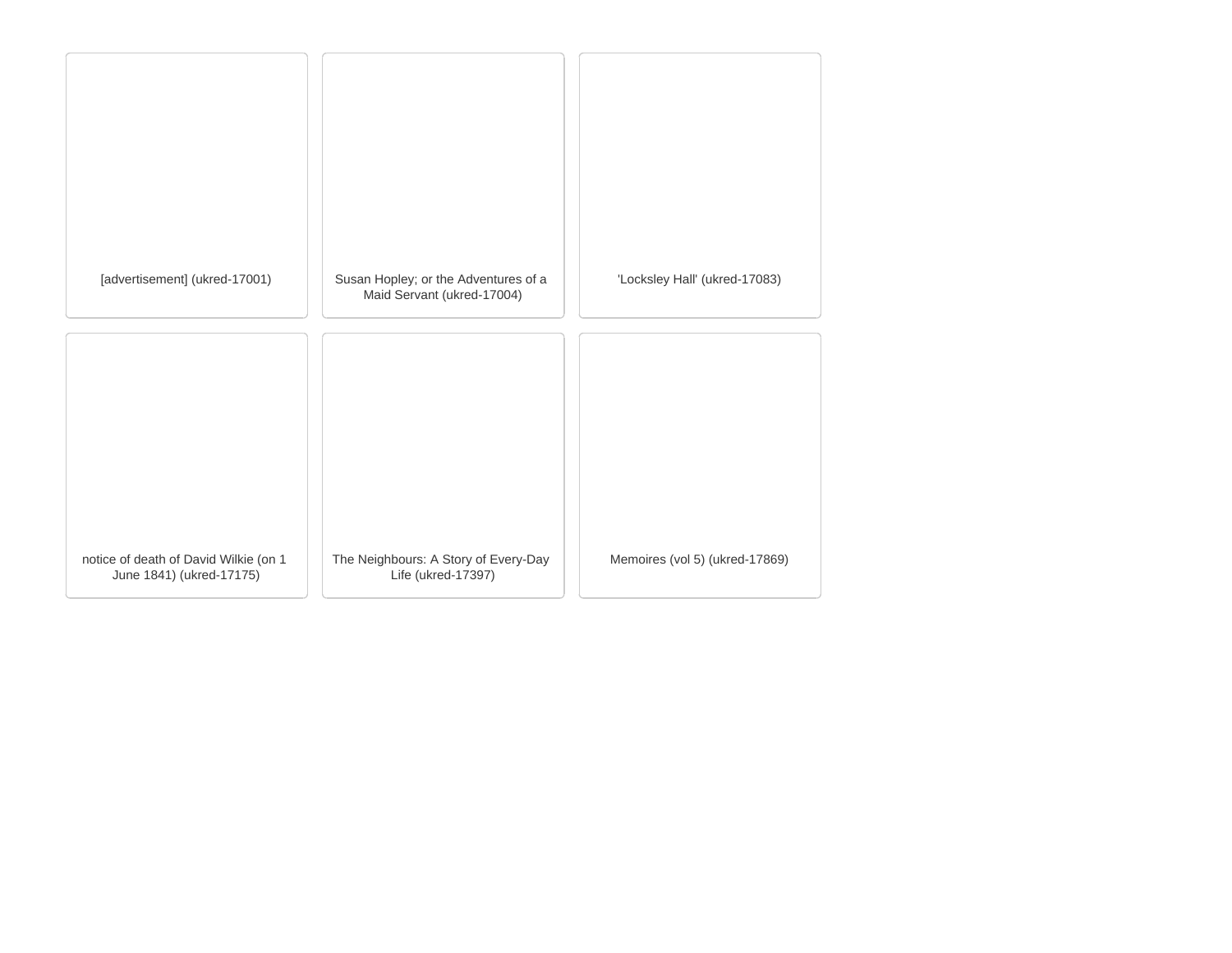[advertisement] (ukred-17001)

Susan Hopley; or the Adventures of a Maid Servant (ukred-17004)

'Locksley Hall' (ukred-17083)

notice of death of David Wilkie (on 1 June 1841) (ukred-17175)

The Neighbours: A Story of Every-Day Life (ukred-17397)

Memoires (vol 5) (ukred-17869)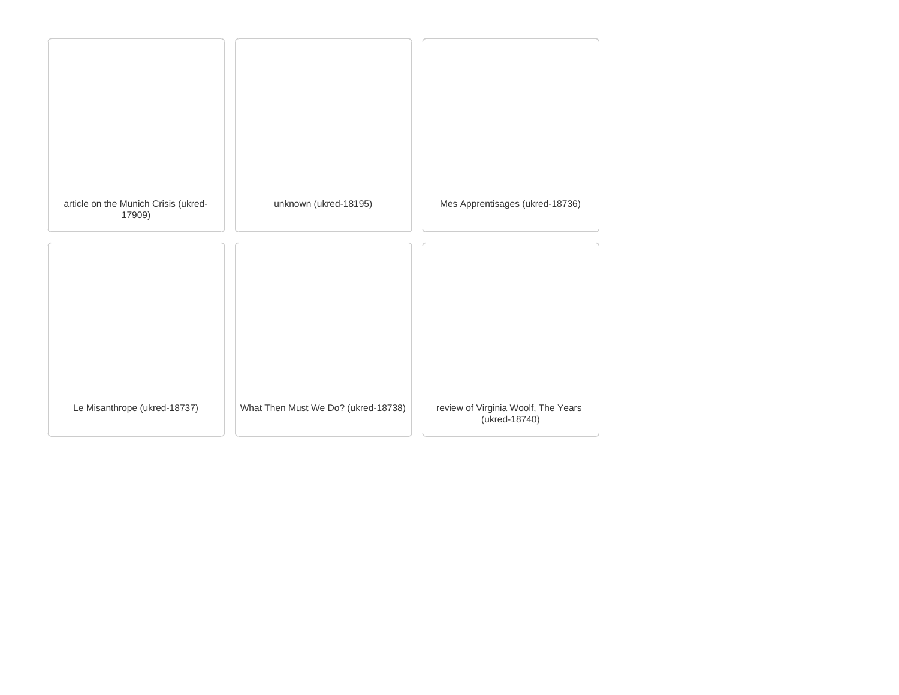article on the Munich Crisis (ukred-17909)

unknown (ukred-18195)

Mes Apprentisages (ukred-18736)

Le Misanthrope (ukred-18737)

What Then Must We Do? (ukred-18738)

review of Virginia Woolf, The Years (ukred-18740)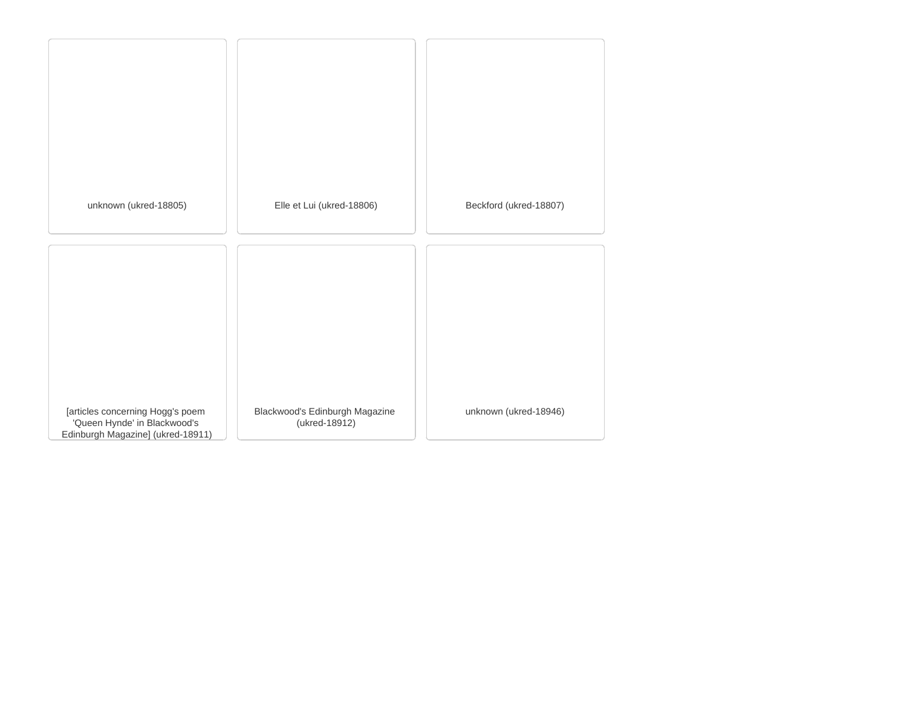unknown (ukred-18805)

Elle et Lui (ukred-18806)

Beckford (ukred-18807)

[articles concerning Hogg's poem 'Queen Hynde' in Blackwood's Edinburgh Magazine] (ukred-18911)

Blackwood's Edinburgh Magazine (ukred-18912)

unknown (ukred-18946)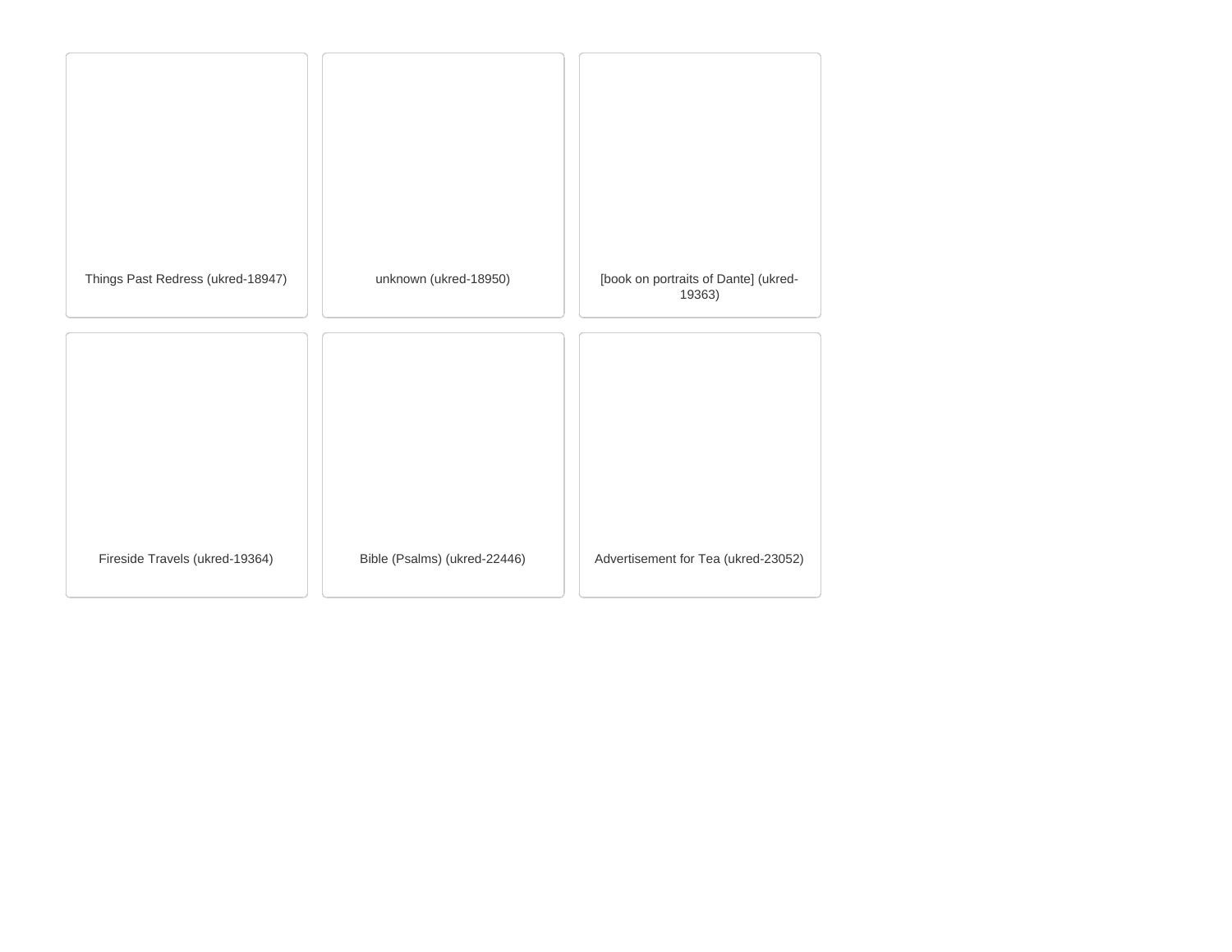Things Past Redress (ukred-18947)

unknown (ukred-18950)

[book on portraits of Dante] (ukred-19363)

Fireside Travels (ukred-19364)

Bible (Psalms) (ukred-22446)

Advertisement for Tea (ukred-23052)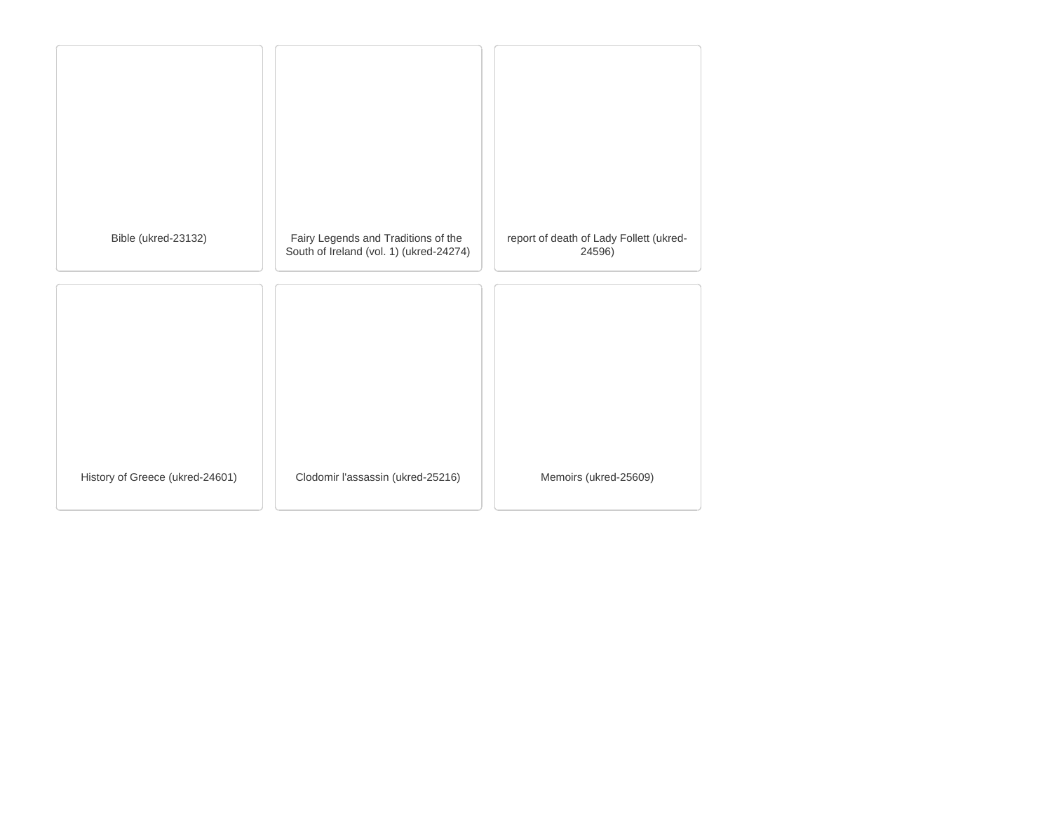Bible (ukred-23132)

Fairy Legends and Traditions of the South of Ireland (vol. 1) (ukred-24274)

report of death of Lady Follett (ukred-24596)

History of Greece (ukred-24601)

Clodomir l'assassin (ukred-25216)

Memoirs (ukred-25609)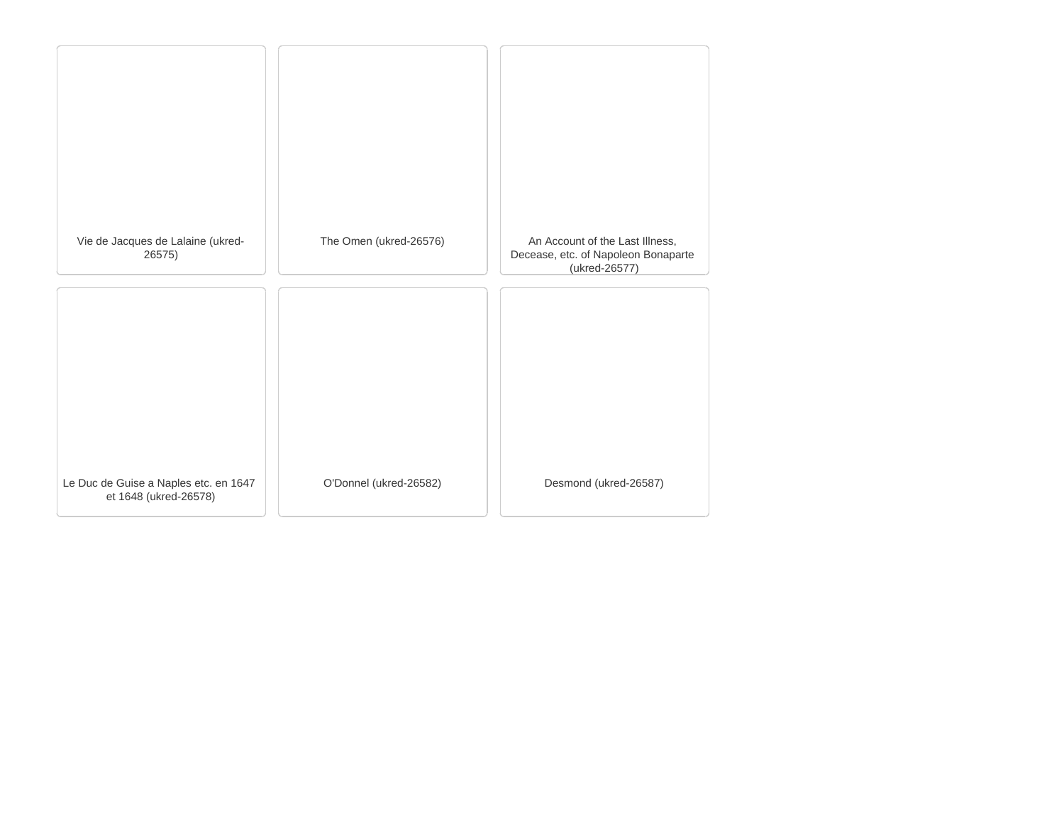Vie de Jacques de Lalaine (ukred-26575)

The Omen (ukred-26576)

An Account of the Last Illness, Decease, etc. of Napoleon Bonaparte (ukred-26577)

Le Duc de Guise a Naples etc. en 1647 et 1648 (ukred-26578)

O'Donnel (ukred-26582)

Desmond (ukred-26587)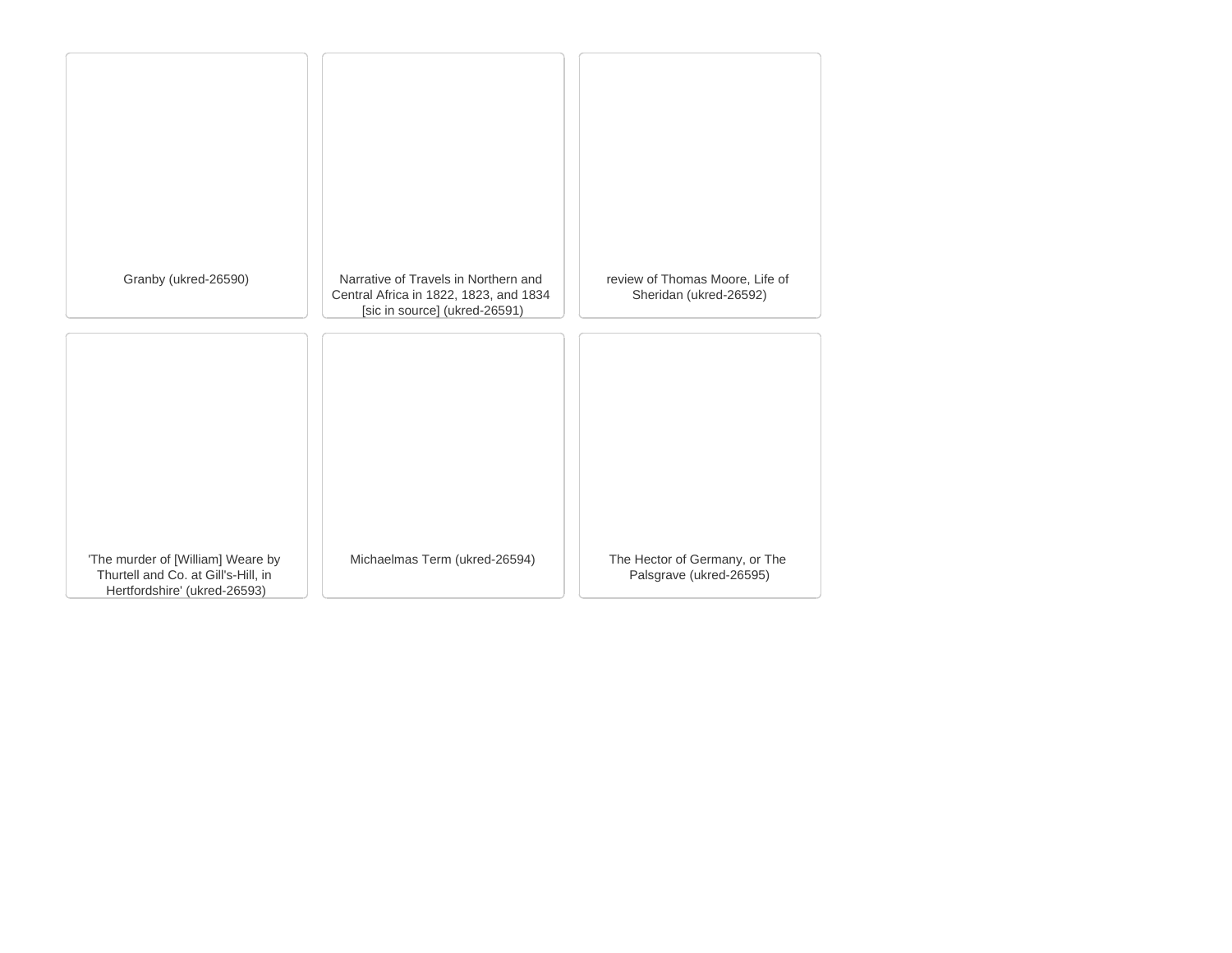Granby (ukred-26590)

Narrative of Travels in Northern and Central Africa in 1822, 1823, and 1834 [sic in source] (ukred-26591)

review of Thomas Moore, Life of Sheridan (ukred-26592)

'The murder of [William] Weare by Thurtell and Co. at Gill's-Hill, in Hertfordshire' (ukred-26593)

Michaelmas Term (ukred-26594)

The Hector of Germany, or The Palsgrave (ukred-26595)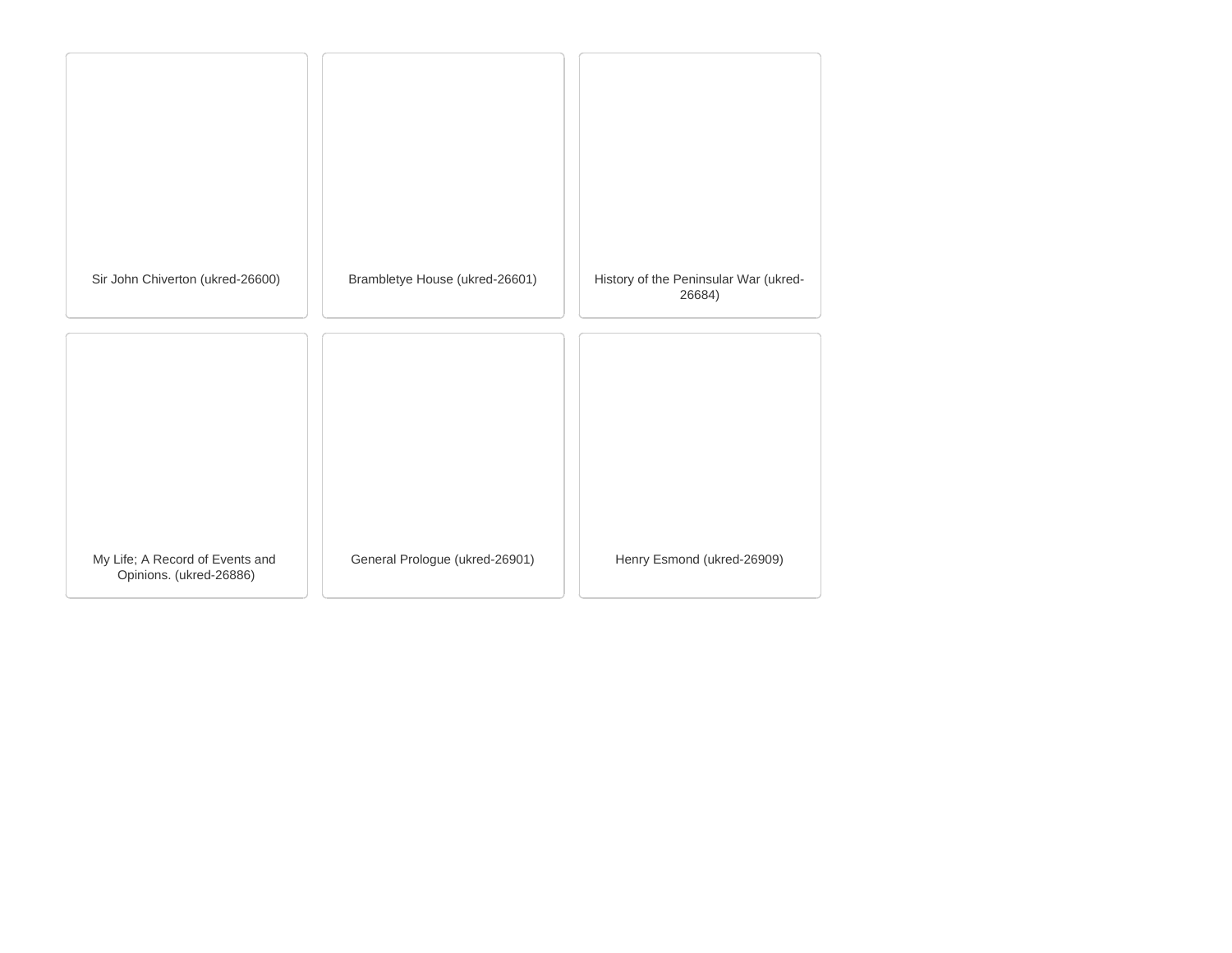Sir John Chiverton (ukred-26600)

Brambletye House (ukred-26601)

History of the Peninsular War (ukred-26684)

My Life; A Record of Events and Opinions. (ukred-26886)

General Prologue (ukred-26901)

Henry Esmond (ukred-26909)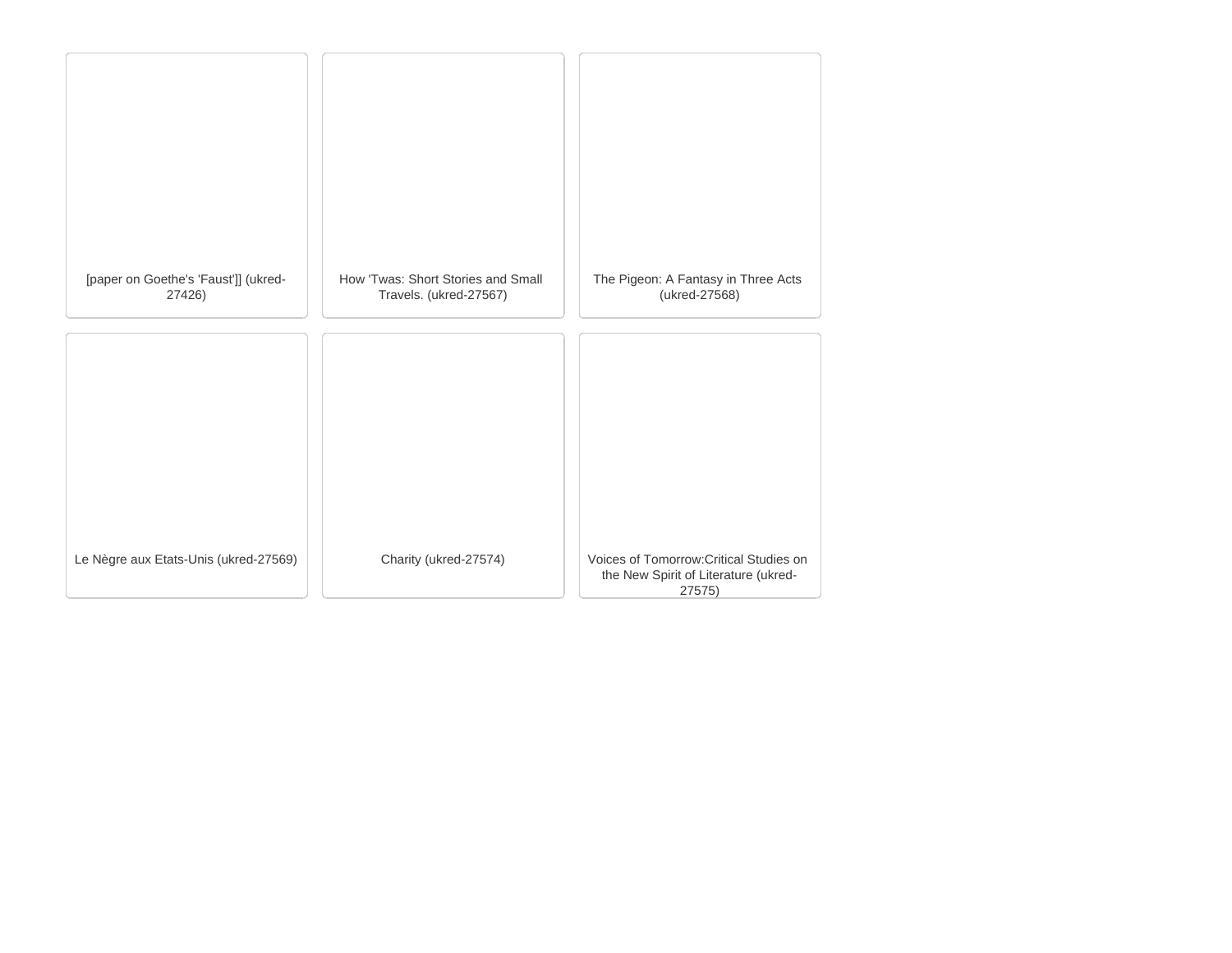[paper on Goethe's 'Faust']] (ukred-27426)

How 'Twas: Short Stories and Small Travels. (ukred-27567)

The Pigeon: A Fantasy in Three Acts (ukred-27568)

Le Nègre aux Etats-Unis (ukred-27569)

Charity (ukred-27574)

Voices of Tomorrow:Critical Studies on the New Spirit of Literature (ukred-27575)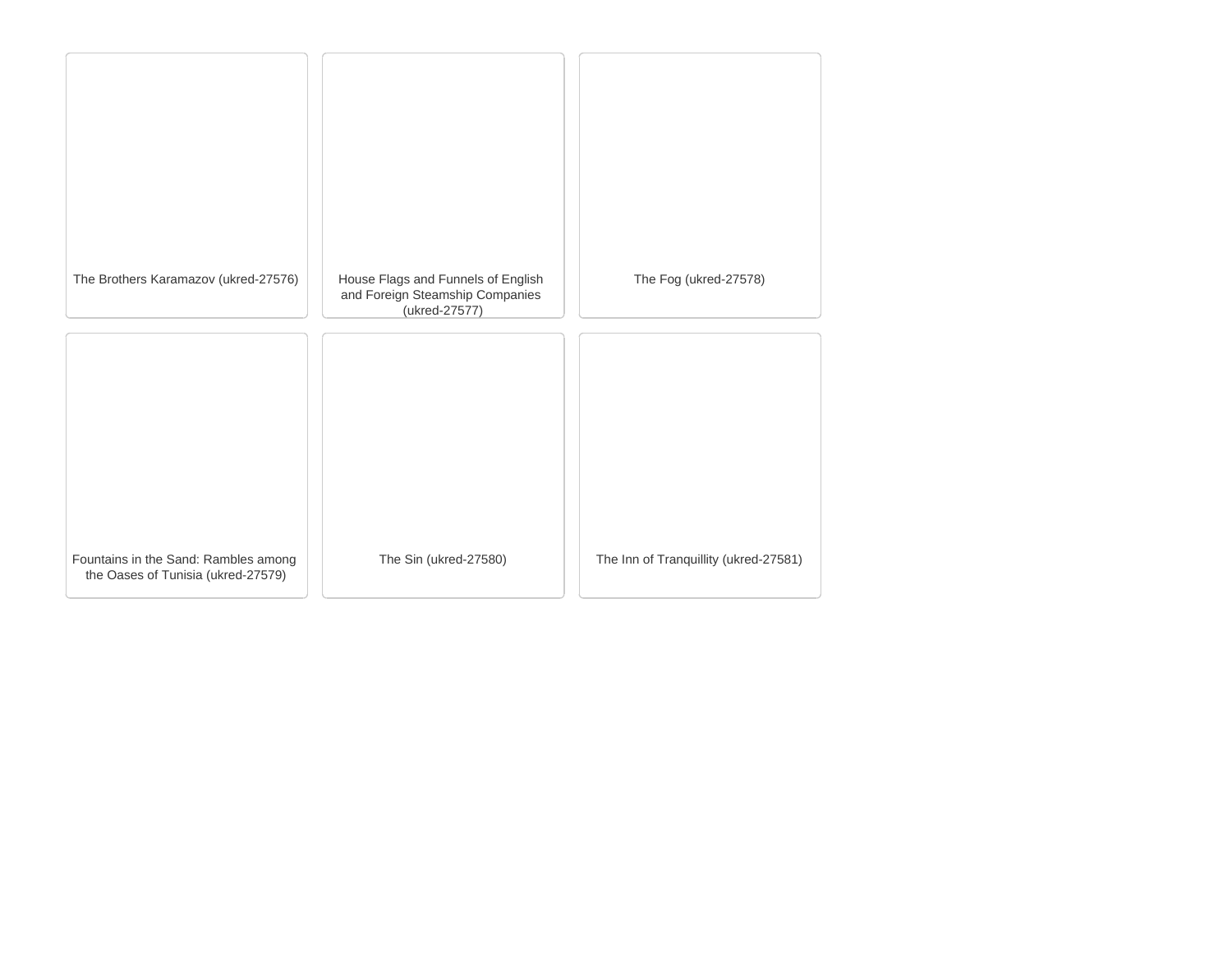The Brothers Karamazov (ukred-27576)

House Flags and Funnels of English and Foreign Steamship Companies (ukred-27577)

The Fog (ukred-27578)

Fountains in the Sand: Rambles among the Oases of Tunisia (ukred-27579)

The Sin (ukred-27580)

The Inn of Tranquillity (ukred-27581)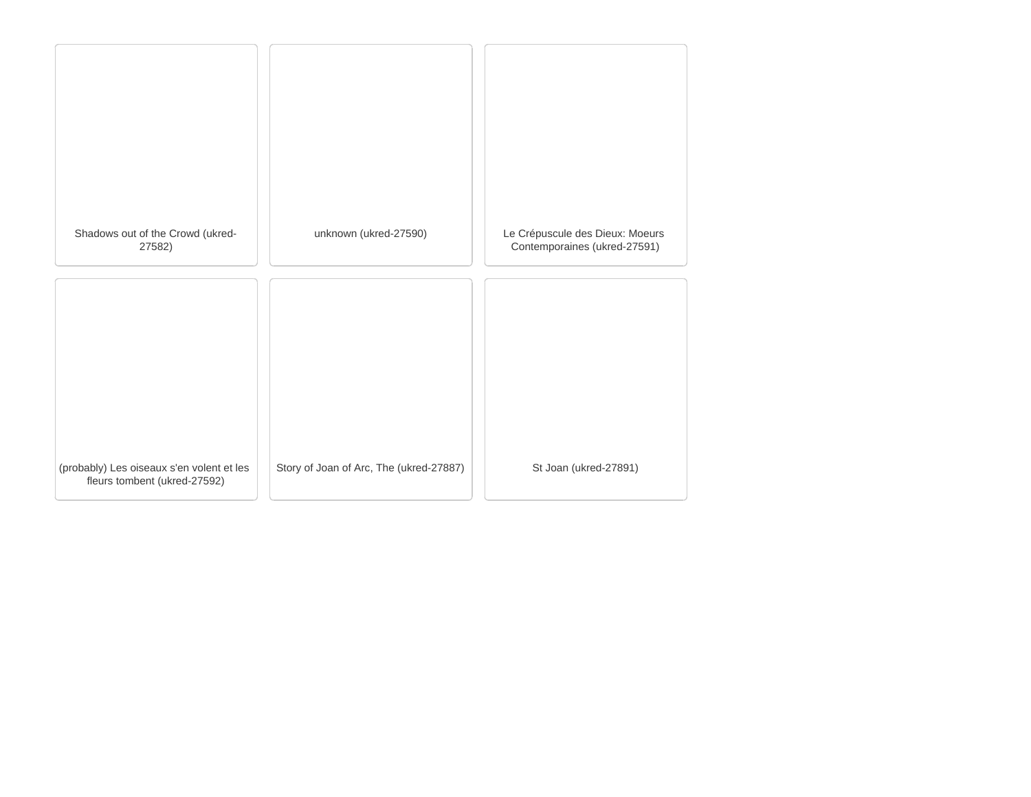Shadows out of the Crowd (ukred-27582)

unknown (ukred-27590)

Le Crépuscule des Dieux: Moeurs Contemporaines (ukred-27591)

(probably) Les oiseaux s'en volent et les fleurs tombent (ukred-27592)

Story of Joan of Arc, The (ukred-27887)

St Joan (ukred-27891)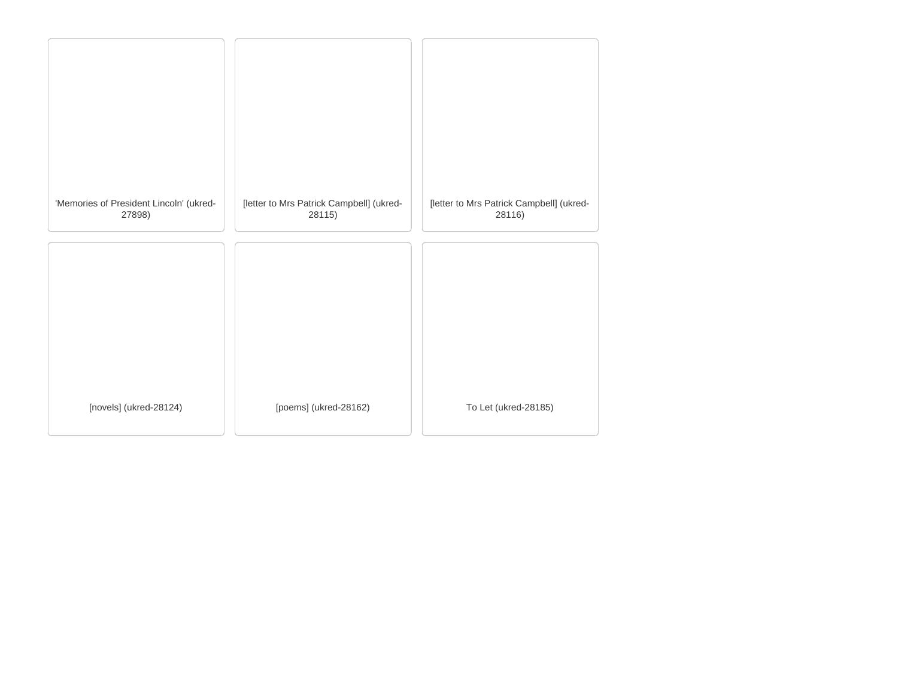'Memories of President Lincoln' (ukred-27898)

[letter to Mrs Patrick Campbell] (ukred-28115)

[letter to Mrs Patrick Campbell] (ukred-28116)

[novels] (ukred-28124)

[poems] (ukred-28162)

To Let (ukred-28185)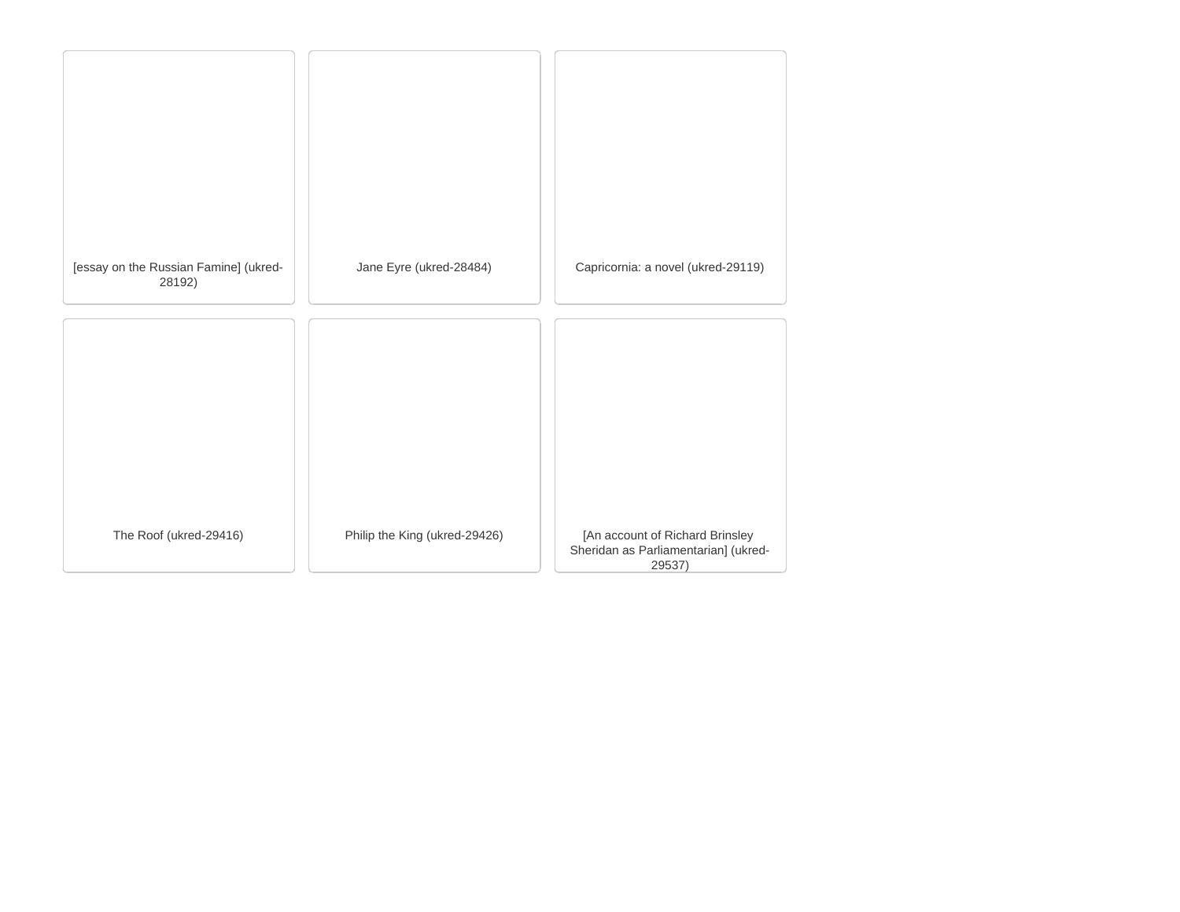[essay on the Russian Famine] (ukred-28192)

Jane Eyre (ukred-28484)

Capricornia: a novel (ukred-29119)

The Roof (ukred-29416)

Philip the King (ukred-29426)

[An account of Richard Brinsley Sheridan as Parliamentarian] (ukred-29537)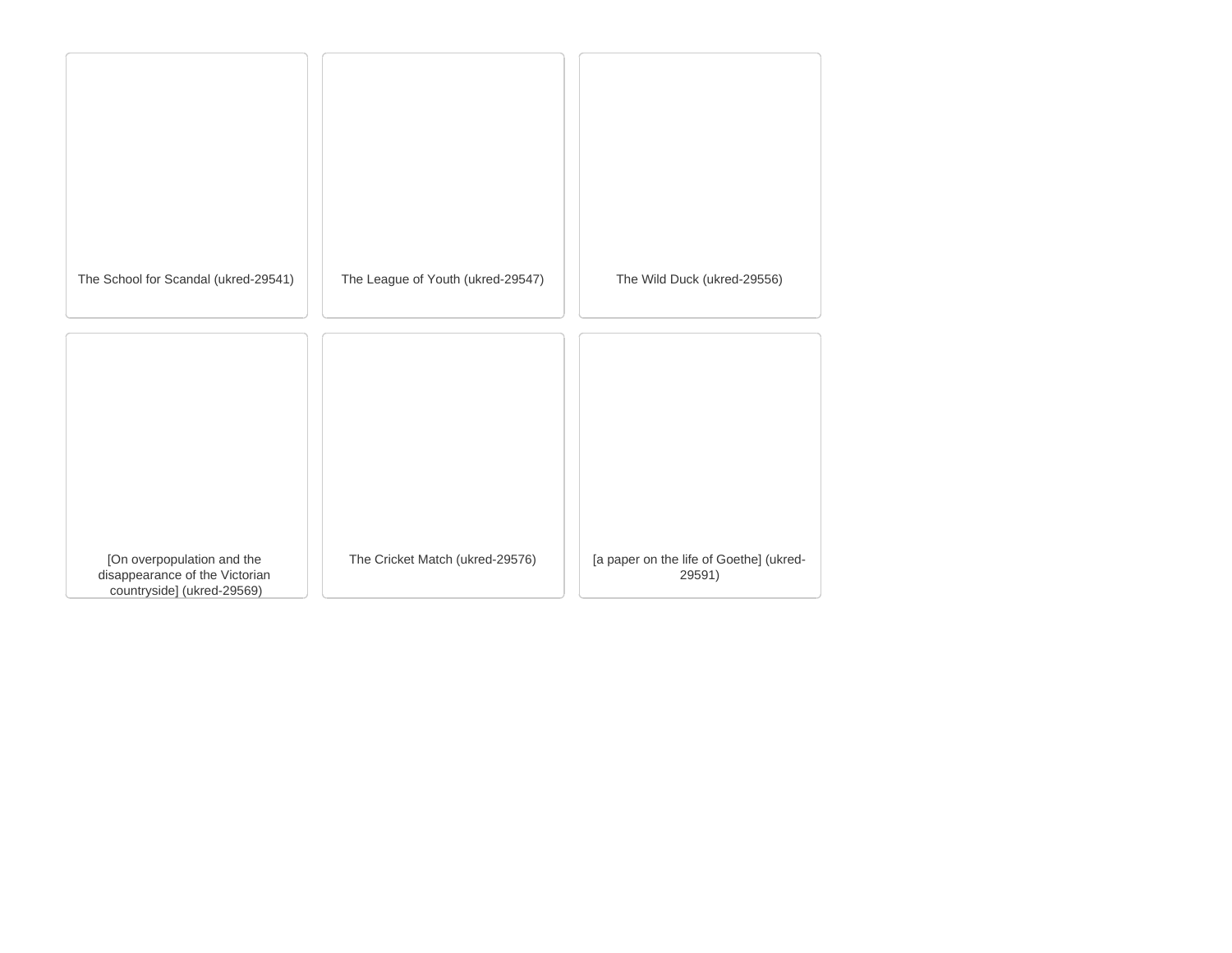The School for Scandal (ukred-29541)

The League of Youth (ukred-29547)

The Wild Duck (ukred-29556)

[On overpopulation and the disappearance of the Victorian countryside] (ukred-29569)

The Cricket Match (ukred-29576)

[a paper on the life of Goethe] (ukred-29591)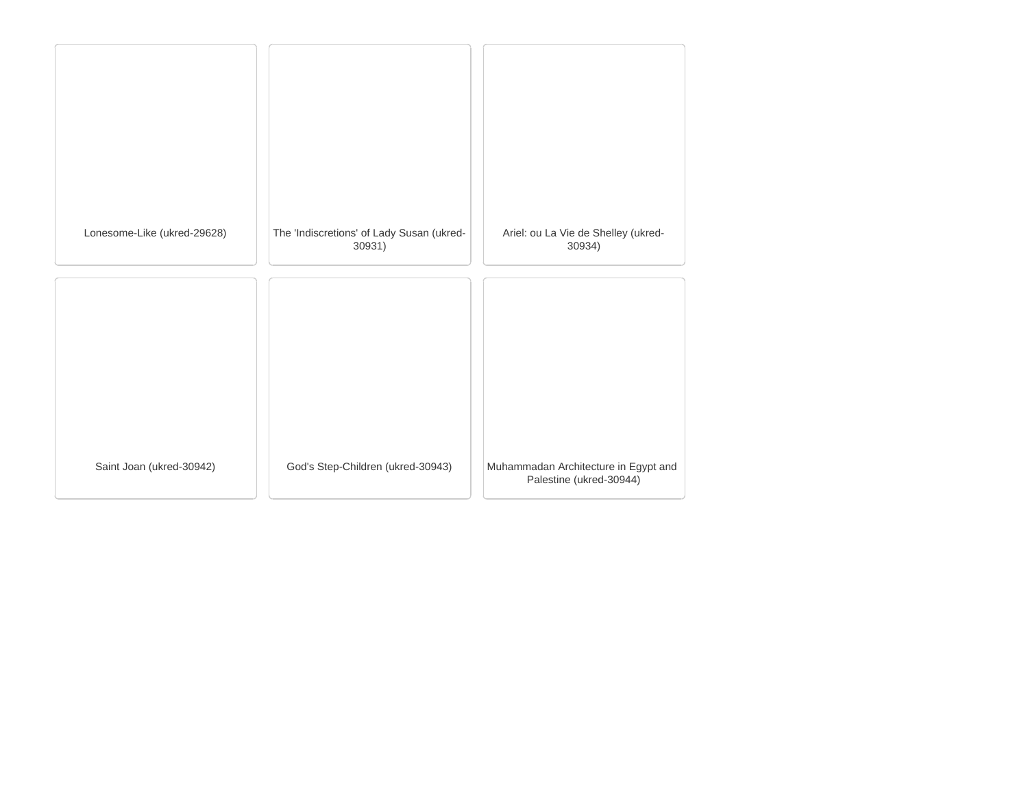Lonesome-Like (ukred-29628)

The 'Indiscretions' of Lady Susan (ukred-30931)

Ariel: ou La Vie de Shelley (ukred-30934)

Saint Joan (ukred-30942)

God's Step-Children (ukred-30943)

Muhammadan Architecture in Egypt and Palestine (ukred-30944)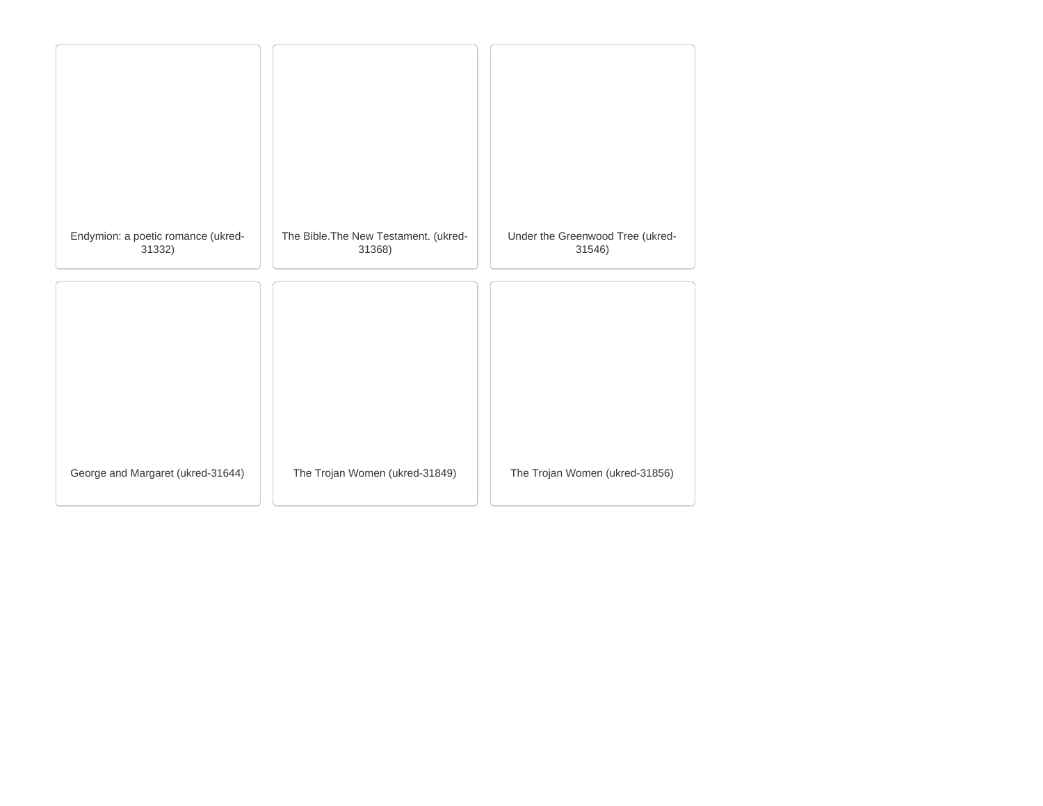Endymion: a poetic romance (ukred-31332)

The Bible.The New Testament. (ukred-31368)

Under the Greenwood Tree (ukred-31546)

George and Margaret (ukred-31644)

The Trojan Women (ukred-31849)

The Trojan Women (ukred-31856)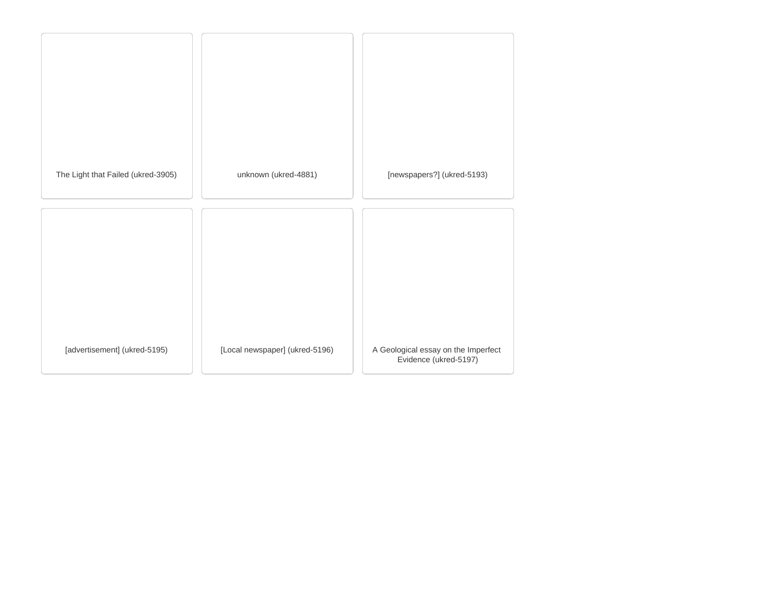The Light that Failed (ukred-3905)

unknown (ukred-4881)

[newspapers?] (ukred-5193)

[advertisement] (ukred-5195)

[Local newspaper] (ukred-5196)

A Geological essay on the Imperfect Evidence (ukred-5197)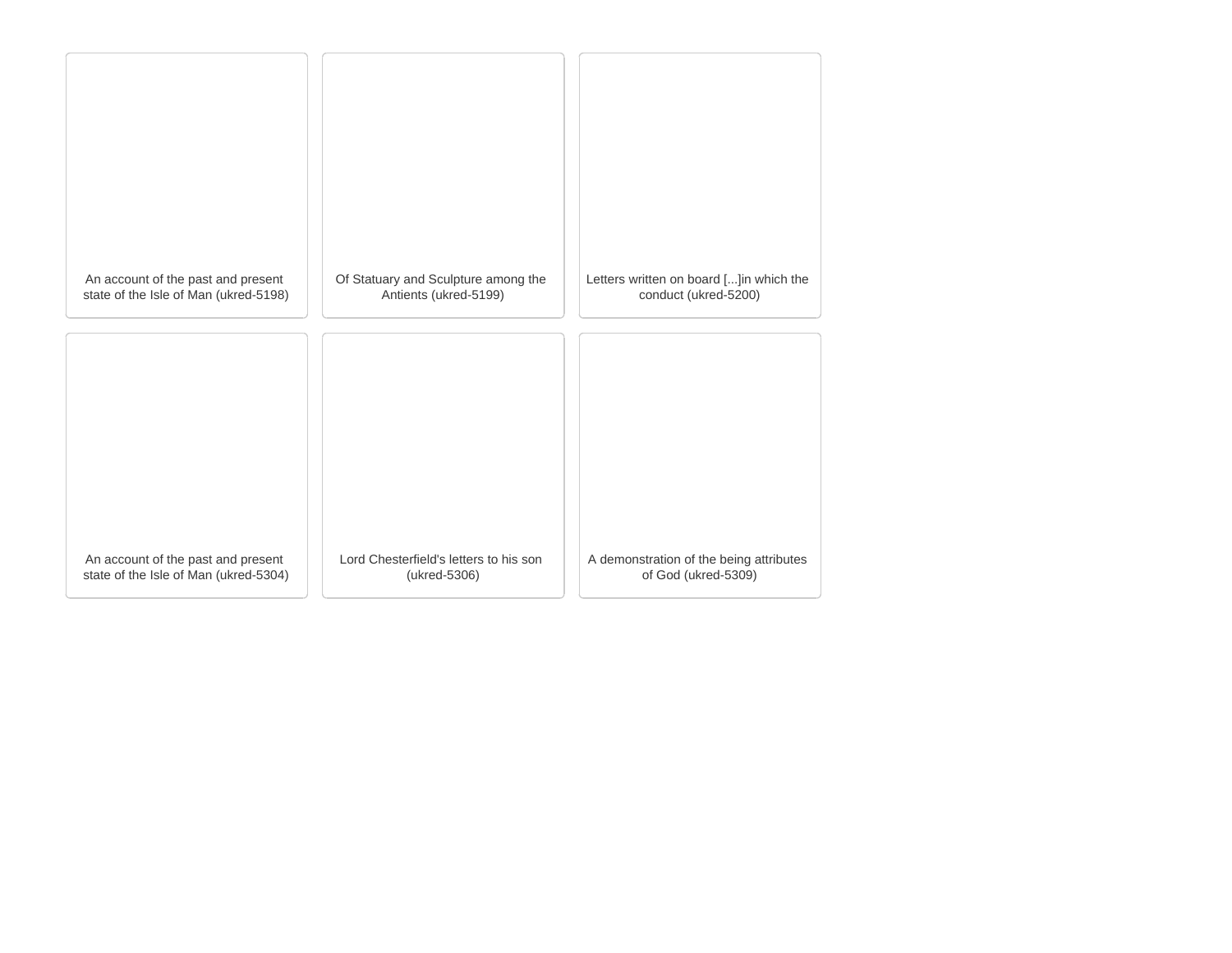An account of the past and present state of the Isle of Man (ukred-5198)

Of Statuary and Sculpture among the Antients (ukred-5199)

Letters written on board [...]in which the conduct (ukred-5200)

An account of the past and present state of the Isle of Man (ukred-5304)

Lord Chesterfield's letters to his son (ukred-5306)

A demonstration of the being attributes of God (ukred-5309)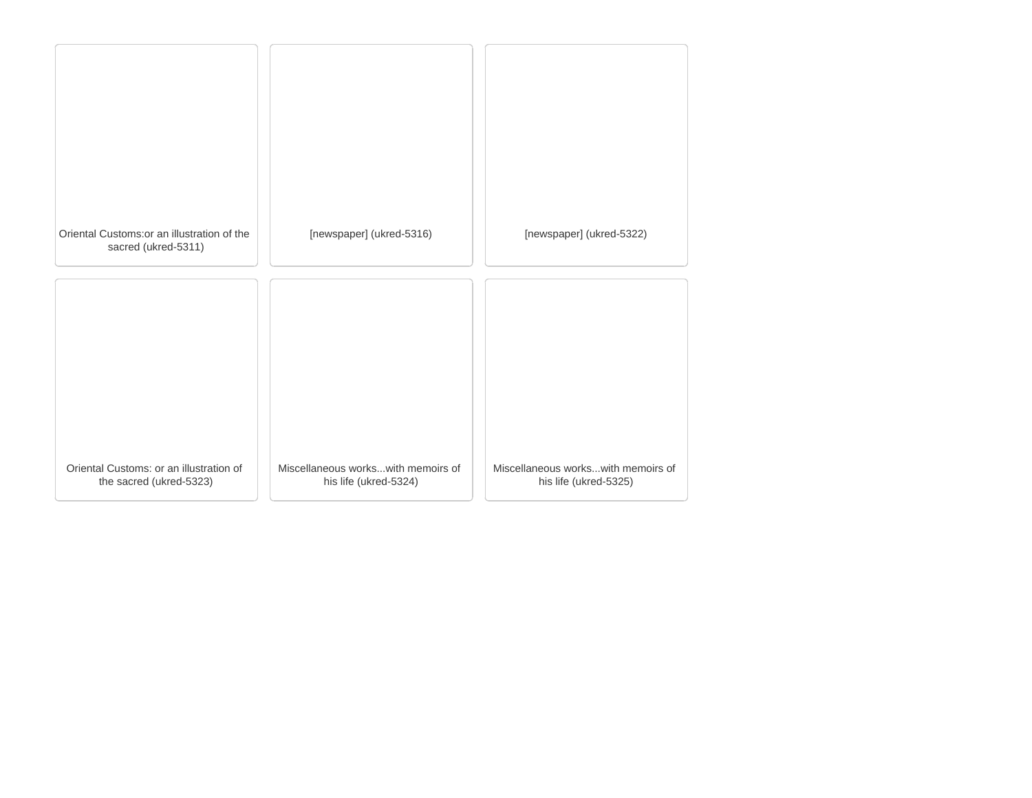Oriental Customs:or an illustration of the sacred (ukred-5311)

[newspaper] (ukred-5316)

[newspaper] (ukred-5322)

Oriental Customs: or an illustration of the sacred (ukred-5323)

Miscellaneous works...with memoirs of his life (ukred-5324)

Miscellaneous works...with memoirs of his life (ukred-5325)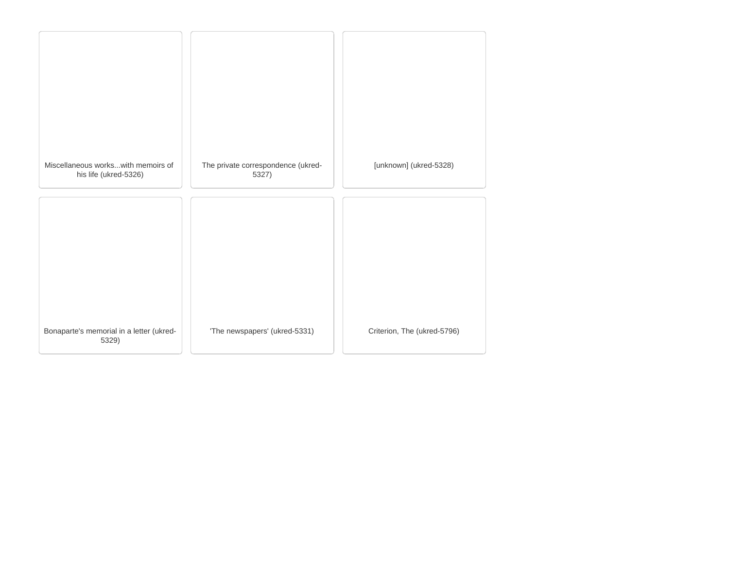Miscellaneous works...with memoirs of his life (ukred-5326)

The private correspondence (ukred-5327)

[unknown] (ukred-5328)

Bonaparte's memorial in a letter (ukred-5329)

'The newspapers' (ukred-5331)

Criterion, The (ukred-5796)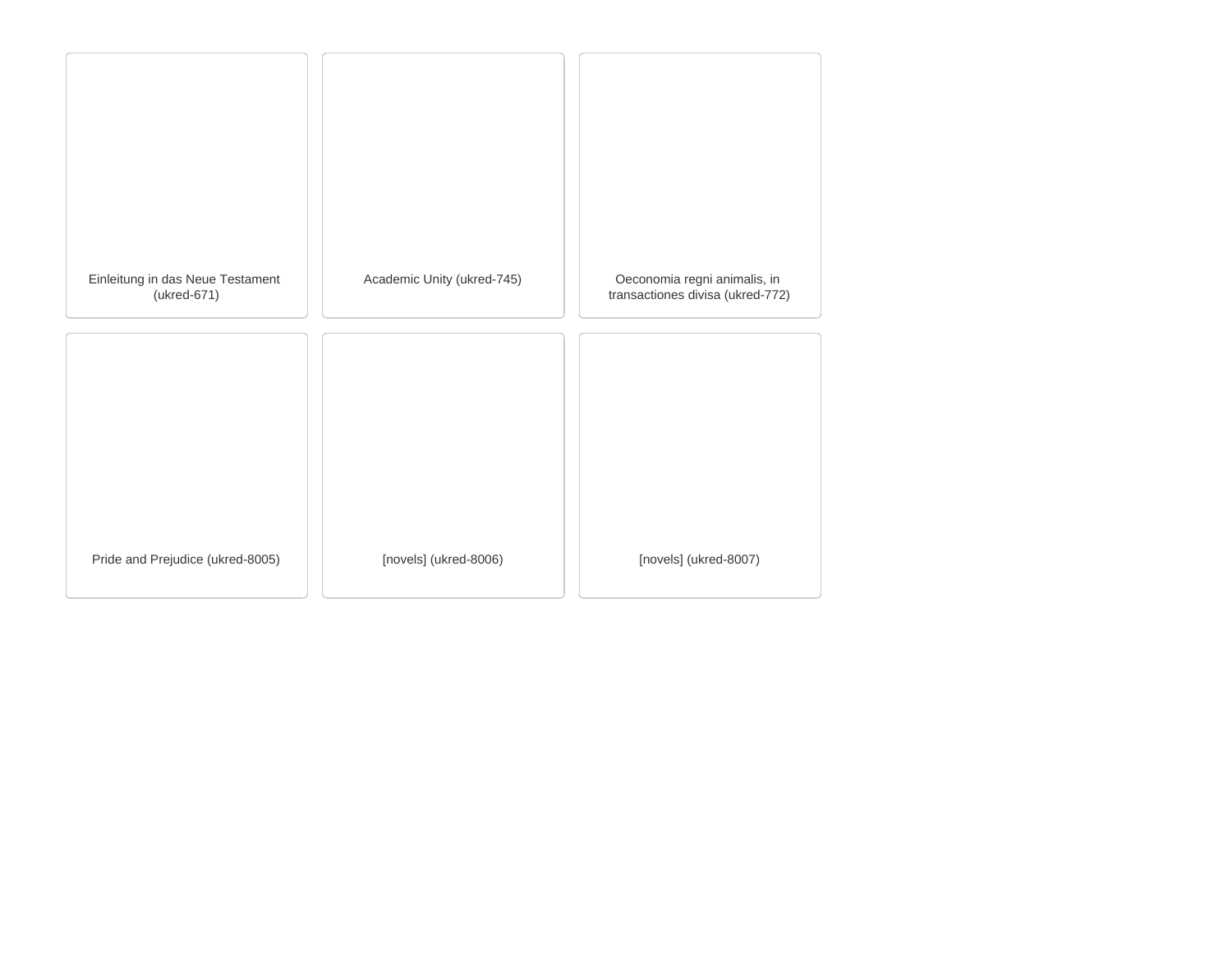Einleitung in das Neue Testament (ukred-671)

Academic Unity (ukred-745)

Oeconomia regni animalis, in transactiones divisa (ukred-772)

Pride and Prejudice (ukred-8005)

[novels] (ukred-8006)

[novels] (ukred-8007)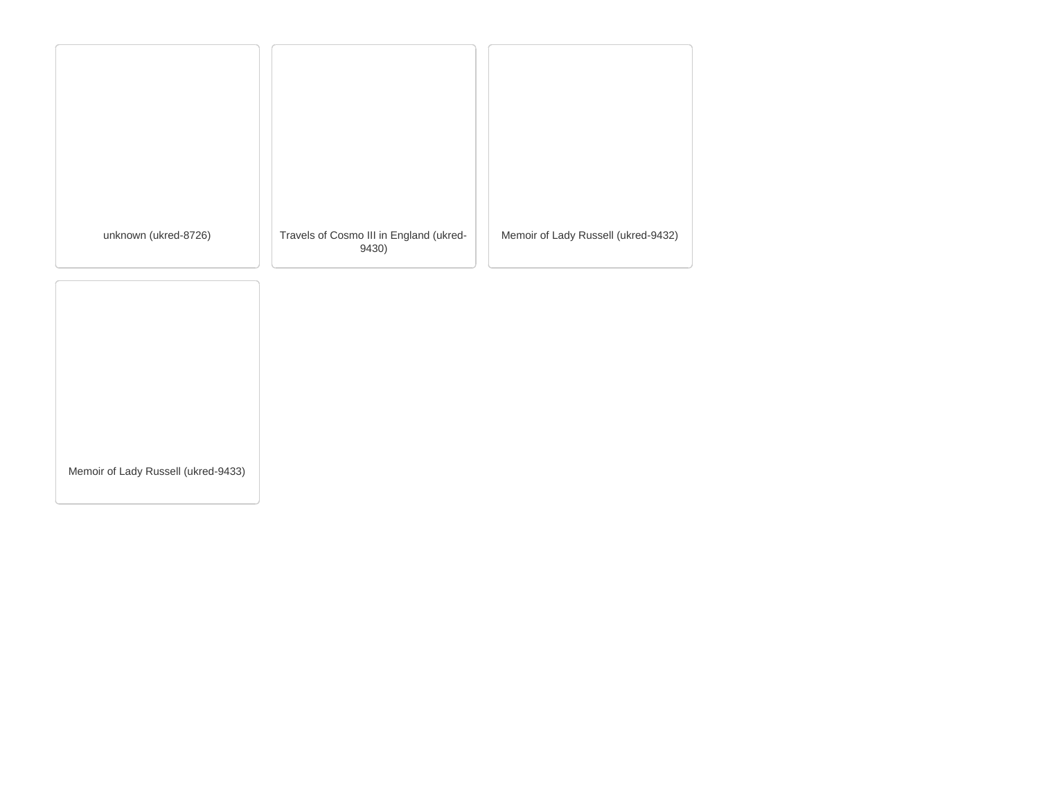unknown (ukred-8726)

Travels of Cosmo III in England (ukred-9430)

Memoir of Lady Russell (ukred-9432)

Memoir of Lady Russell (ukred-9433)